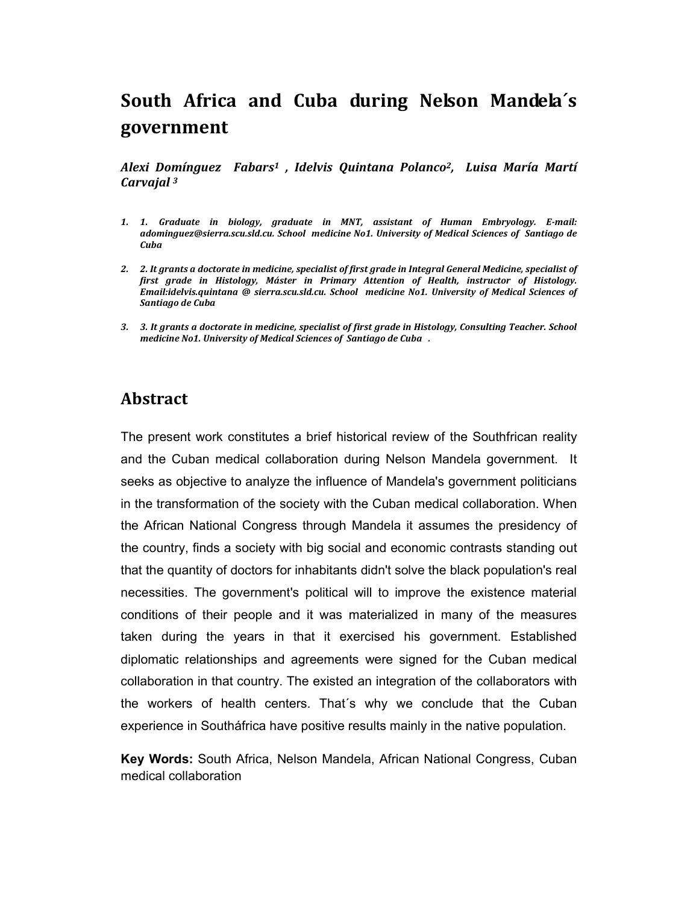# South Africa and Cuba during Nelson Mandela´s government

***Alexi Domínguez Fabars[1] , Idelvis Quintana Polanco[2], Luisa María Martí Carvajal [3]***

1. *1. Graduate in biology, graduate in MNT, assistant of Human Embryology. E-mail: adominguez@sierra.scu.sld.cu. School medicine No1. University of Medical Sciences of Santiago de Cuba*

2. *2. It grants a doctorate in medicine, specialist of first grade in Integral General Medicine, specialist of first grade in Histology, Máster in Primary Attention of Health, instructor of Histology. Email:idelvis.quintana @ sierra.scu.sld.cu. School medicine No1. University of Medical Sciences of Santiago de Cuba*

3. *3. It grants a doctorate in medicine, specialist of first grade in Histology, Consulting Teacher. School medicine No1. University of Medical Sciences of Santiago de Cuba .*

## Abstract

The present work constitutes a brief historical review of the Southfrican reality and the Cuban medical collaboration during Nelson Mandela government. It seeks as objective to analyze the influence of Mandela's government politicians in the transformation of the society with the Cuban medical collaboration. When the African National Congress through Mandela it assumes the presidency of the country, finds a society with big social and economic contrasts standing out that the quantity of doctors for inhabitants didn't solve the black population's real necessities. The government's political will to improve the existence material conditions of their people and it was materialized in many of the measures taken during the years in that it exercised his government. Established diplomatic relationships and agreements were signed for the Cuban medical collaboration in that country. The existed an integration of the collaborators with the workers of health centers. That´s why we conclude that the Cuban experience in Southáfrica have positive results mainly in the native population.

**Key Words:** South Africa, Nelson Mandela, African National Congress, Cuban medical collaboration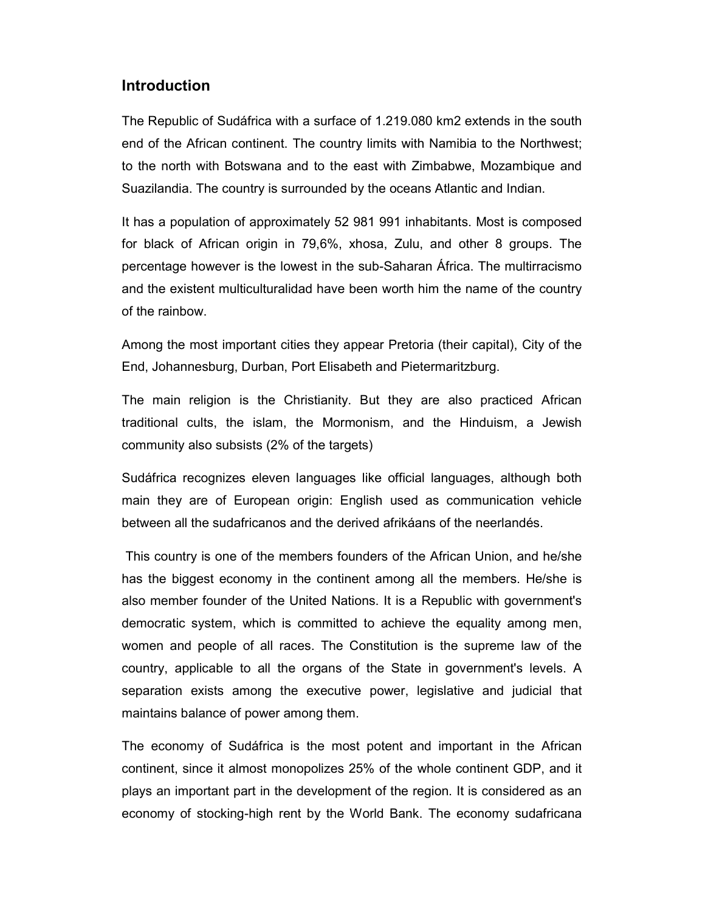## Introduction

The Republic of Sudáfrica with a surface of 1.219.080 km2 extends in the south end of the African continent. The country limits with Namibia to the Northwest; to the north with Botswana and to the east with Zimbabwe, Mozambique and Suazilandia. The country is surrounded by the oceans Atlantic and Indian.

It has a population of approximately 52 981 991 inhabitants. Most is composed for black of African origin in 79,6%, xhosa, Zulu, and other 8 groups. The percentage however is the lowest in the sub-Saharan África. The multirracismo and the existent multiculturalidad have been worth him the name of the country of the rainbow.

Among the most important cities they appear Pretoria (their capital), City of the End, Johannesburg, Durban, Port Elisabeth and Pietermaritzburg.

The main religion is the Christianity. But they are also practiced African traditional cults, the islam, the Mormonism, and the Hinduism, a Jewish community also subsists (2% of the targets)

Sudáfrica recognizes eleven languages like official languages, although both main they are of European origin: English used as communication vehicle between all the sudafricanos and the derived afrikáans of the neerlandés.

This country is one of the members founders of the African Union, and he/she has the biggest economy in the continent among all the members. He/she is also member founder of the United Nations. It is a Republic with government's democratic system, which is committed to achieve the equality among men, women and people of all races. The Constitution is the supreme law of the country, applicable to all the organs of the State in government's levels. A separation exists among the executive power, legislative and judicial that maintains balance of power among them.

The economy of Sudáfrica is the most potent and important in the African continent, since it almost monopolizes 25% of the whole continent GDP, and it plays an important part in the development of the region. It is considered as an economy of stocking-high rent by the World Bank. The economy sudafricana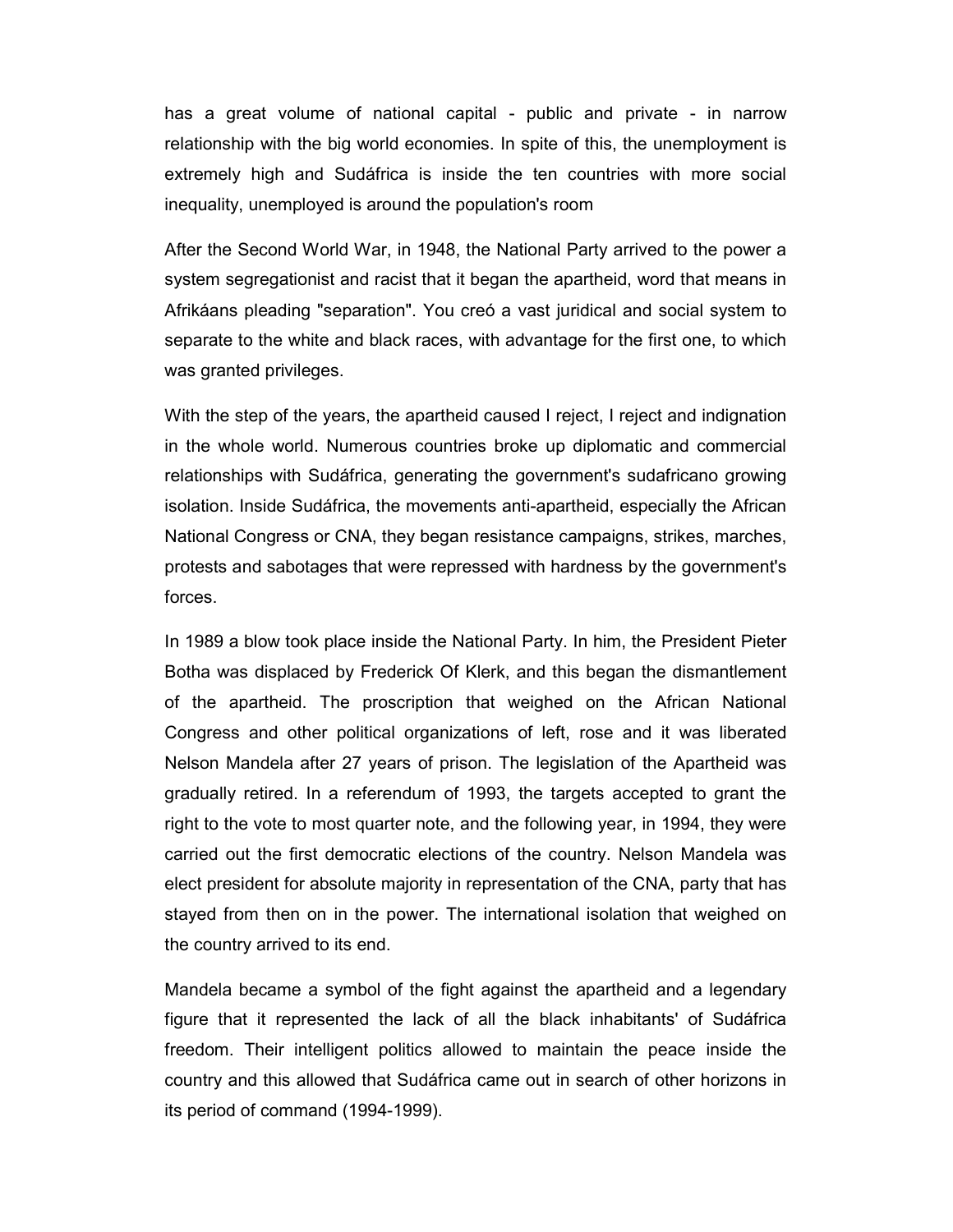has a great volume of national capital - public and private - in narrow relationship with the big world economies. In spite of this, the unemployment is extremely high and Sudáfrica is inside the ten countries with more social inequality, unemployed is around the population's room

After the Second World War, in 1948, the National Party arrived to the power a system segregationist and racist that it began the apartheid, word that means in Afrikáans pleading "separation". You creó a vast juridical and social system to separate to the white and black races, with advantage for the first one, to which was granted privileges.

With the step of the years, the apartheid caused I reject, I reject and indignation in the whole world. Numerous countries broke up diplomatic and commercial relationships with Sudáfrica, generating the government's sudafricano growing isolation. Inside Sudáfrica, the movements anti-apartheid, especially the African National Congress or CNA, they began resistance campaigns, strikes, marches, protests and sabotages that were repressed with hardness by the government's forces.

In 1989 a blow took place inside the National Party. In him, the President Pieter Botha was displaced by Frederick Of Klerk, and this began the dismantlement of the apartheid. The proscription that weighed on the African National Congress and other political organizations of left, rose and it was liberated Nelson Mandela after 27 years of prison. The legislation of the Apartheid was gradually retired. In a referendum of 1993, the targets accepted to grant the right to the vote to most quarter note, and the following year, in 1994, they were carried out the first democratic elections of the country. Nelson Mandela was elect president for absolute majority in representation of the CNA, party that has stayed from then on in the power. The international isolation that weighed on the country arrived to its end.

Mandela became a symbol of the fight against the apartheid and a legendary figure that it represented the lack of all the black inhabitants' of Sudáfrica freedom. Their intelligent politics allowed to maintain the peace inside the country and this allowed that Sudáfrica came out in search of other horizons in its period of command (1994-1999).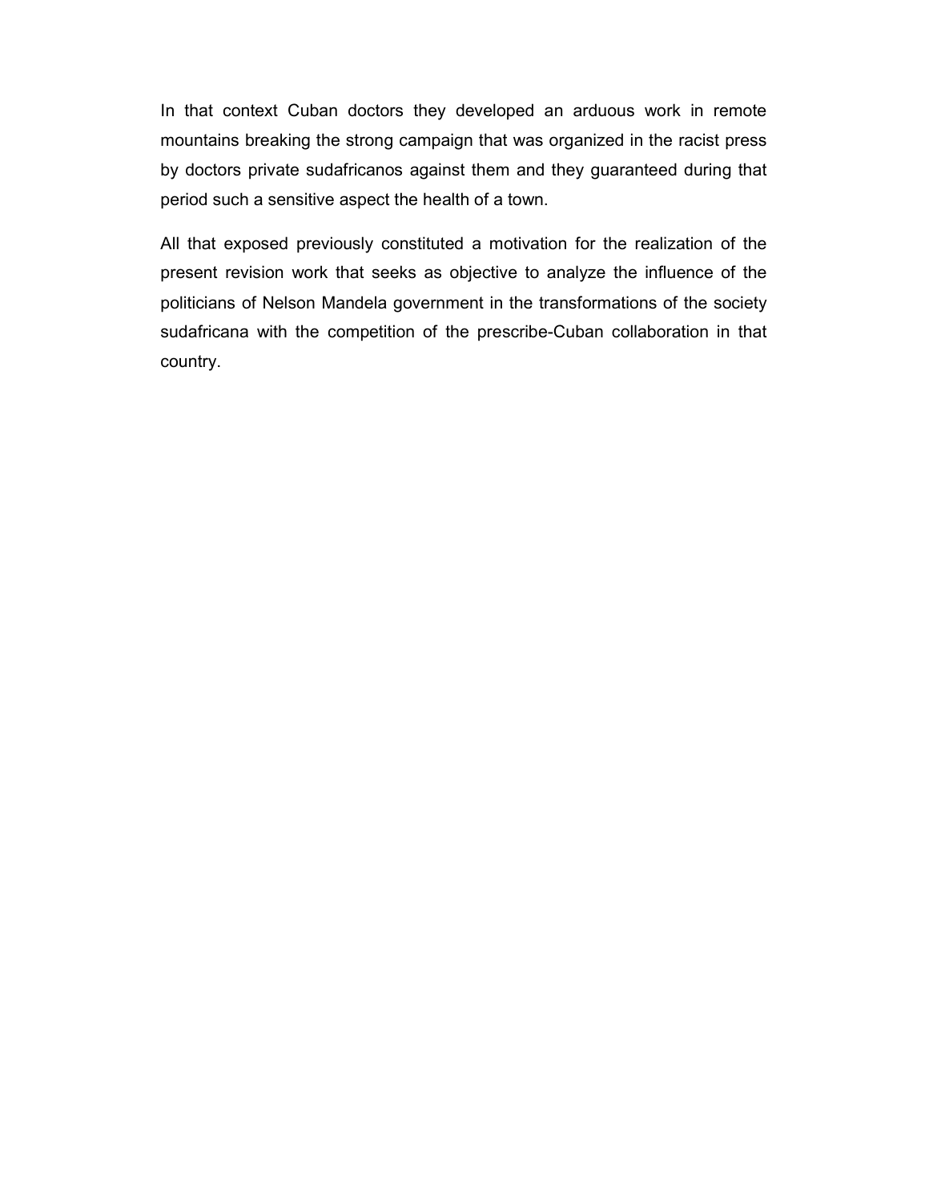In that context Cuban doctors they developed an arduous work in remote mountains breaking the strong campaign that was organized in the racist press by doctors private sudafricanos against them and they guaranteed during that period such a sensitive aspect the health of a town.

All that exposed previously constituted a motivation for the realization of the present revision work that seeks as objective to analyze the influence of the politicians of Nelson Mandela government in the transformations of the society sudafricana with the competition of the prescribe-Cuban collaboration in that country.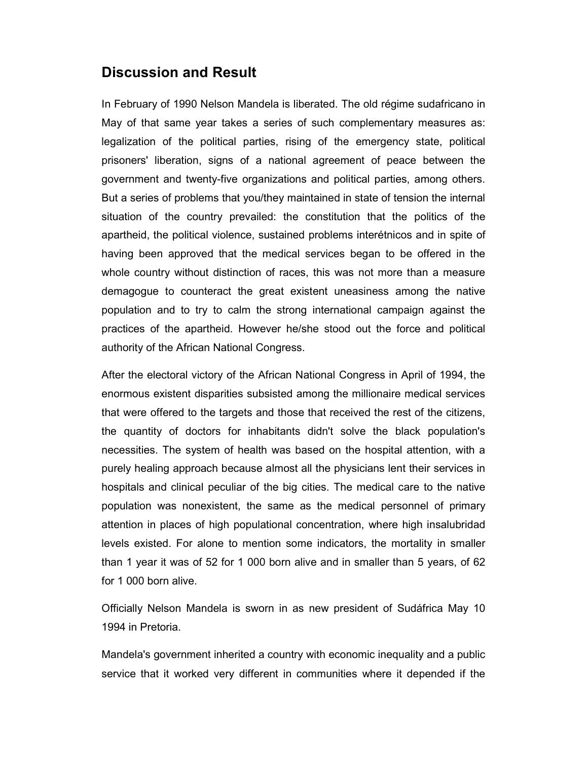## Discussion and Result

In February of 1990 Nelson Mandela is liberated. The old régime sudafricano in May of that same year takes a series of such complementary measures as: legalization of the political parties, rising of the emergency state, political prisoners' liberation, signs of a national agreement of peace between the government and twenty-five organizations and political parties, among others. But a series of problems that you/they maintained in state of tension the internal situation of the country prevailed: the constitution that the politics of the apartheid, the political violence, sustained problems interétnicos and in spite of having been approved that the medical services began to be offered in the whole country without distinction of races, this was not more than a measure demagogue to counteract the great existent uneasiness among the native population and to try to calm the strong international campaign against the practices of the apartheid. However he/she stood out the force and political authority of the African National Congress.

After the electoral victory of the African National Congress in April of 1994, the enormous existent disparities subsisted among the millionaire medical services that were offered to the targets and those that received the rest of the citizens, the quantity of doctors for inhabitants didn't solve the black population's necessities. The system of health was based on the hospital attention, with a purely healing approach because almost all the physicians lent their services in hospitals and clinical peculiar of the big cities. The medical care to the native population was nonexistent, the same as the medical personnel of primary attention in places of high populational concentration, where high insalubridad levels existed. For alone to mention some indicators, the mortality in smaller than 1 year it was of 52 for 1 000 born alive and in smaller than 5 years, of 62 for 1 000 born alive.

Officially Nelson Mandela is sworn in as new president of Sudáfrica May 10 1994 in Pretoria.

Mandela's government inherited a country with economic inequality and a public service that it worked very different in communities where it depended if the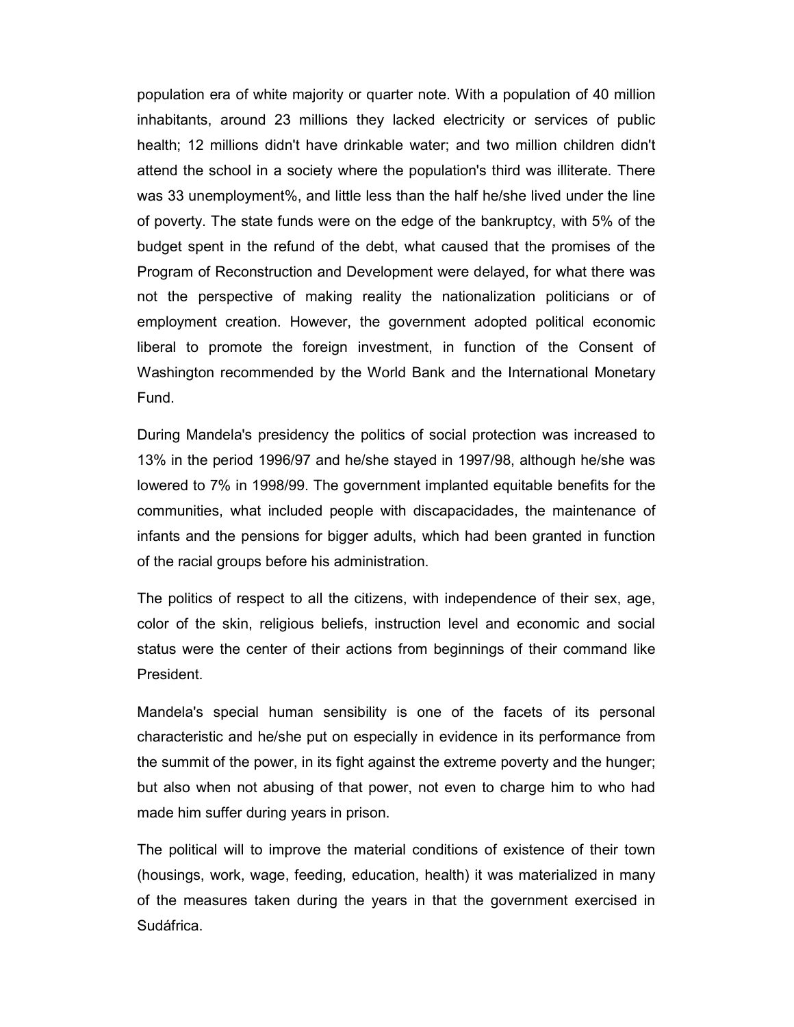population era of white majority or quarter note. With a population of 40 million inhabitants, around 23 millions they lacked electricity or services of public health; 12 millions didn't have drinkable water; and two million children didn't attend the school in a society where the population's third was illiterate. There was 33 unemployment%, and little less than the half he/she lived under the line of poverty. The state funds were on the edge of the bankruptcy, with 5% of the budget spent in the refund of the debt, what caused that the promises of the Program of Reconstruction and Development were delayed, for what there was not the perspective of making reality the nationalization politicians or of employment creation. However, the government adopted political economic liberal to promote the foreign investment, in function of the Consent of Washington recommended by the World Bank and the International Monetary Fund.

During Mandela's presidency the politics of social protection was increased to 13% in the period 1996/97 and he/she stayed in 1997/98, although he/she was lowered to 7% in 1998/99. The government implanted equitable benefits for the communities, what included people with discapacidades, the maintenance of infants and the pensions for bigger adults, which had been granted in function of the racial groups before his administration.

The politics of respect to all the citizens, with independence of their sex, age, color of the skin, religious beliefs, instruction level and economic and social status were the center of their actions from beginnings of their command like President.

Mandela's special human sensibility is one of the facets of its personal characteristic and he/she put on especially in evidence in its performance from the summit of the power, in its fight against the extreme poverty and the hunger; but also when not abusing of that power, not even to charge him to who had made him suffer during years in prison.

The political will to improve the material conditions of existence of their town (housings, work, wage, feeding, education, health) it was materialized in many of the measures taken during the years in that the government exercised in Sudáfrica.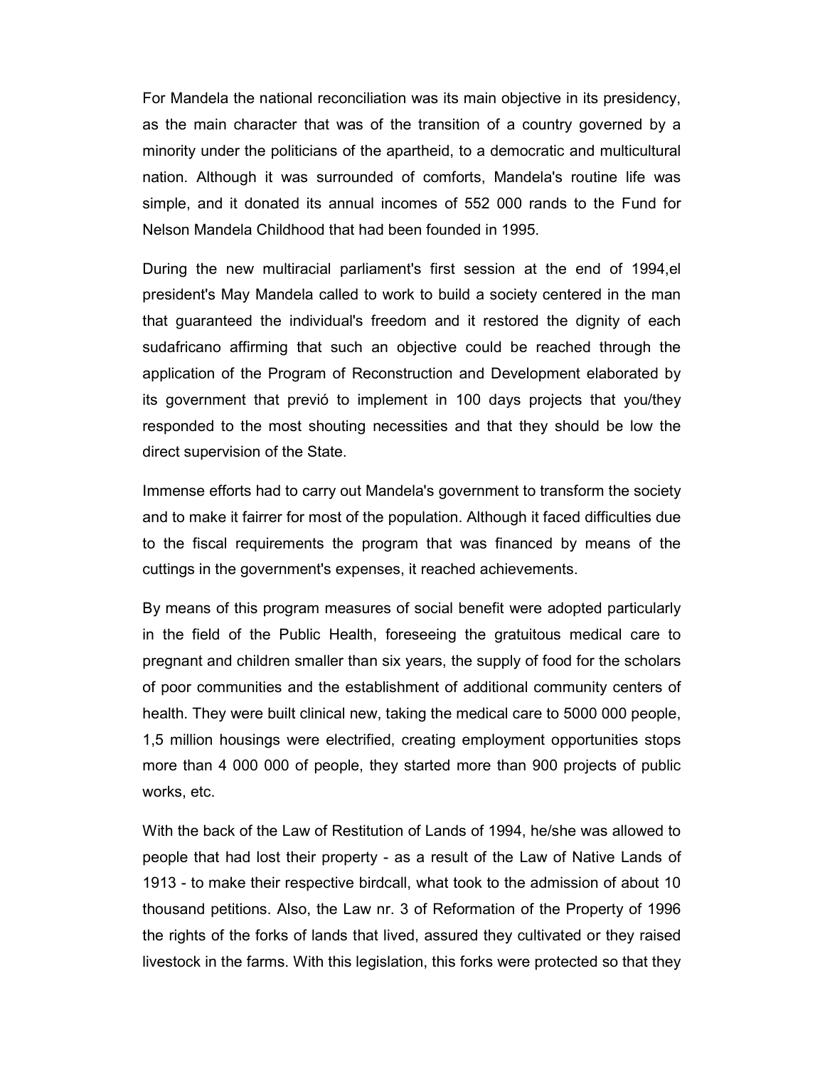For Mandela the national reconciliation was its main objective in its presidency, as the main character that was of the transition of a country governed by a minority under the politicians of the apartheid, to a democratic and multicultural nation. Although it was surrounded of comforts, Mandela's routine life was simple, and it donated its annual incomes of 552 000 rands to the Fund for Nelson Mandela Childhood that had been founded in 1995.

During the new multiracial parliament's first session at the end of 1994,el president's May Mandela called to work to build a society centered in the man that guaranteed the individual's freedom and it restored the dignity of each sudafricano affirming that such an objective could be reached through the application of the Program of Reconstruction and Development elaborated by its government that previó to implement in 100 days projects that you/they responded to the most shouting necessities and that they should be low the direct supervision of the State.

Immense efforts had to carry out Mandela's government to transform the society and to make it fairrer for most of the population. Although it faced difficulties due to the fiscal requirements the program that was financed by means of the cuttings in the government's expenses, it reached achievements.

By means of this program measures of social benefit were adopted particularly in the field of the Public Health, foreseeing the gratuitous medical care to pregnant and children smaller than six years, the supply of food for the scholars of poor communities and the establishment of additional community centers of health. They were built clinical new, taking the medical care to 5000 000 people, 1,5 million housings were electrified, creating employment opportunities stops more than 4 000 000 of people, they started more than 900 projects of public works, etc.

With the back of the Law of Restitution of Lands of 1994, he/she was allowed to people that had lost their property - as a result of the Law of Native Lands of 1913 - to make their respective birdcall, what took to the admission of about 10 thousand petitions. Also, the Law nr. 3 of Reformation of the Property of 1996 the rights of the forks of lands that lived, assured they cultivated or they raised livestock in the farms. With this legislation, this forks were protected so that they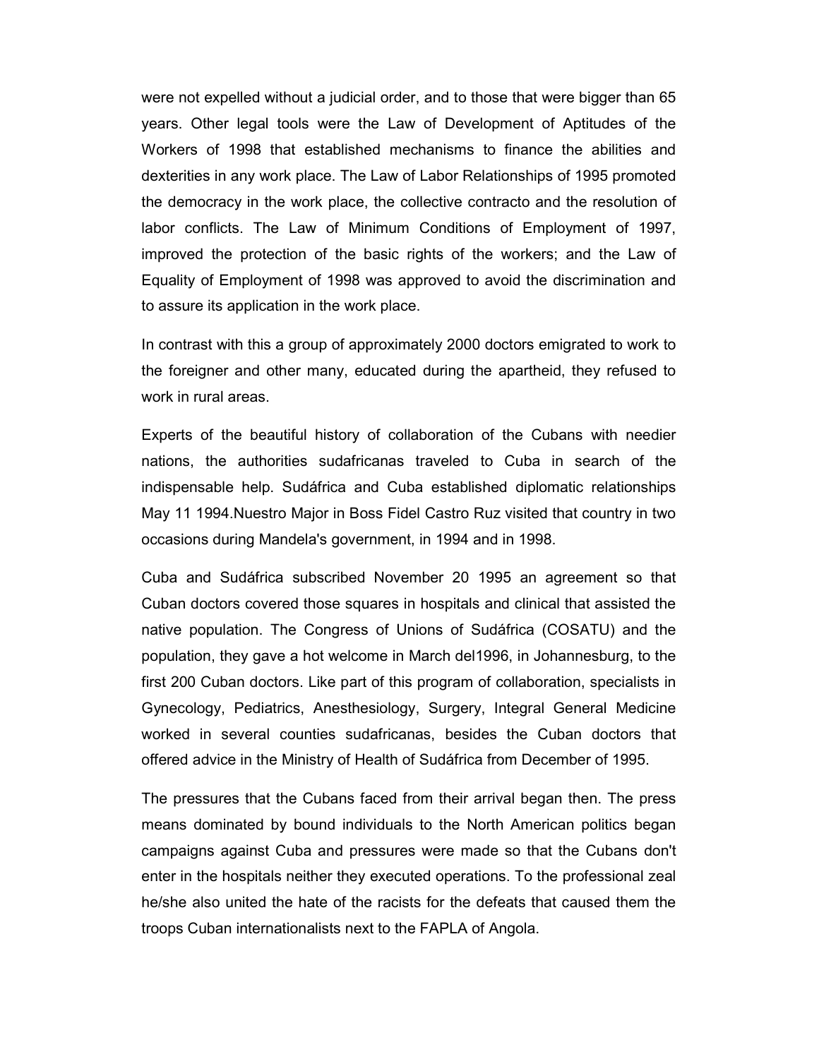were not expelled without a judicial order, and to those that were bigger than 65 years. Other legal tools were the Law of Development of Aptitudes of the Workers of 1998 that established mechanisms to finance the abilities and dexterities in any work place. The Law of Labor Relationships of 1995 promoted the democracy in the work place, the collective contracto and the resolution of labor conflicts. The Law of Minimum Conditions of Employment of 1997, improved the protection of the basic rights of the workers; and the Law of Equality of Employment of 1998 was approved to avoid the discrimination and to assure its application in the work place.

In contrast with this a group of approximately 2000 doctors emigrated to work to the foreigner and other many, educated during the apartheid, they refused to work in rural areas.

Experts of the beautiful history of collaboration of the Cubans with needier nations, the authorities sudafricanas traveled to Cuba in search of the indispensable help. Sudáfrica and Cuba established diplomatic relationships May 11 1994.Nuestro Major in Boss Fidel Castro Ruz visited that country in two occasions during Mandela's government, in 1994 and in 1998.

Cuba and Sudáfrica subscribed November 20 1995 an agreement so that Cuban doctors covered those squares in hospitals and clinical that assisted the native population. The Congress of Unions of Sudáfrica (COSATU) and the population, they gave a hot welcome in March del1996, in Johannesburg, to the first 200 Cuban doctors. Like part of this program of collaboration, specialists in Gynecology, Pediatrics, Anesthesiology, Surgery, Integral General Medicine worked in several counties sudafricanas, besides the Cuban doctors that offered advice in the Ministry of Health of Sudáfrica from December of 1995.

The pressures that the Cubans faced from their arrival began then. The press means dominated by bound individuals to the North American politics began campaigns against Cuba and pressures were made so that the Cubans don't enter in the hospitals neither they executed operations. To the professional zeal he/she also united the hate of the racists for the defeats that caused them the troops Cuban internationalists next to the FAPLA of Angola.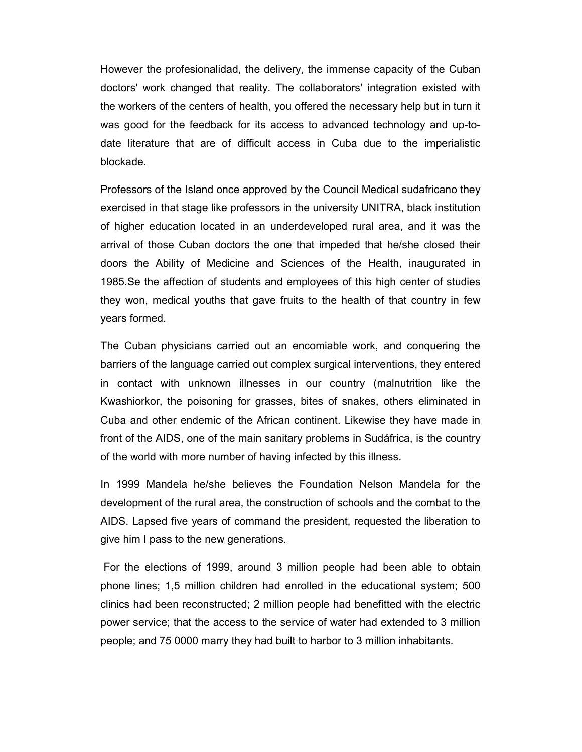However the profesionalidad, the delivery, the immense capacity of the Cuban doctors' work changed that reality. The collaborators' integration existed with the workers of the centers of health, you offered the necessary help but in turn it was good for the feedback for its access to advanced technology and up-to-date literature that are of difficult access in Cuba due to the imperialistic blockade.

Professors of the Island once approved by the Council Medical sudafricano they exercised in that stage like professors in the university UNITRA, black institution of higher education located in an underdeveloped rural area, and it was the arrival of those Cuban doctors the one that impeded that he/she closed their doors the Ability of Medicine and Sciences of the Health, inaugurated in 1985.Se the affection of students and employees of this high center of studies they won, medical youths that gave fruits to the health of that country in few years formed.

The Cuban physicians carried out an encomiable work, and conquering the barriers of the language carried out complex surgical interventions, they entered in contact with unknown illnesses in our country (malnutrition like the Kwashiorkor, the poisoning for grasses, bites of snakes, others eliminated in Cuba and other endemic of the African continent. Likewise they have made in front of the AIDS, one of the main sanitary problems in Sudáfrica, is the country of the world with more number of having infected by this illness.

In 1999 Mandela he/she believes the Foundation Nelson Mandela for the development of the rural area, the construction of schools and the combat to the AIDS. Lapsed five years of command the president, requested the liberation to give him I pass to the new generations.

For the elections of 1999, around 3 million people had been able to obtain phone lines; 1,5 million children had enrolled in the educational system; 500 clinics had been reconstructed; 2 million people had benefitted with the electric power service; that the access to the service of water had extended to 3 million people; and 75 0000 marry they had built to harbor to 3 million inhabitants.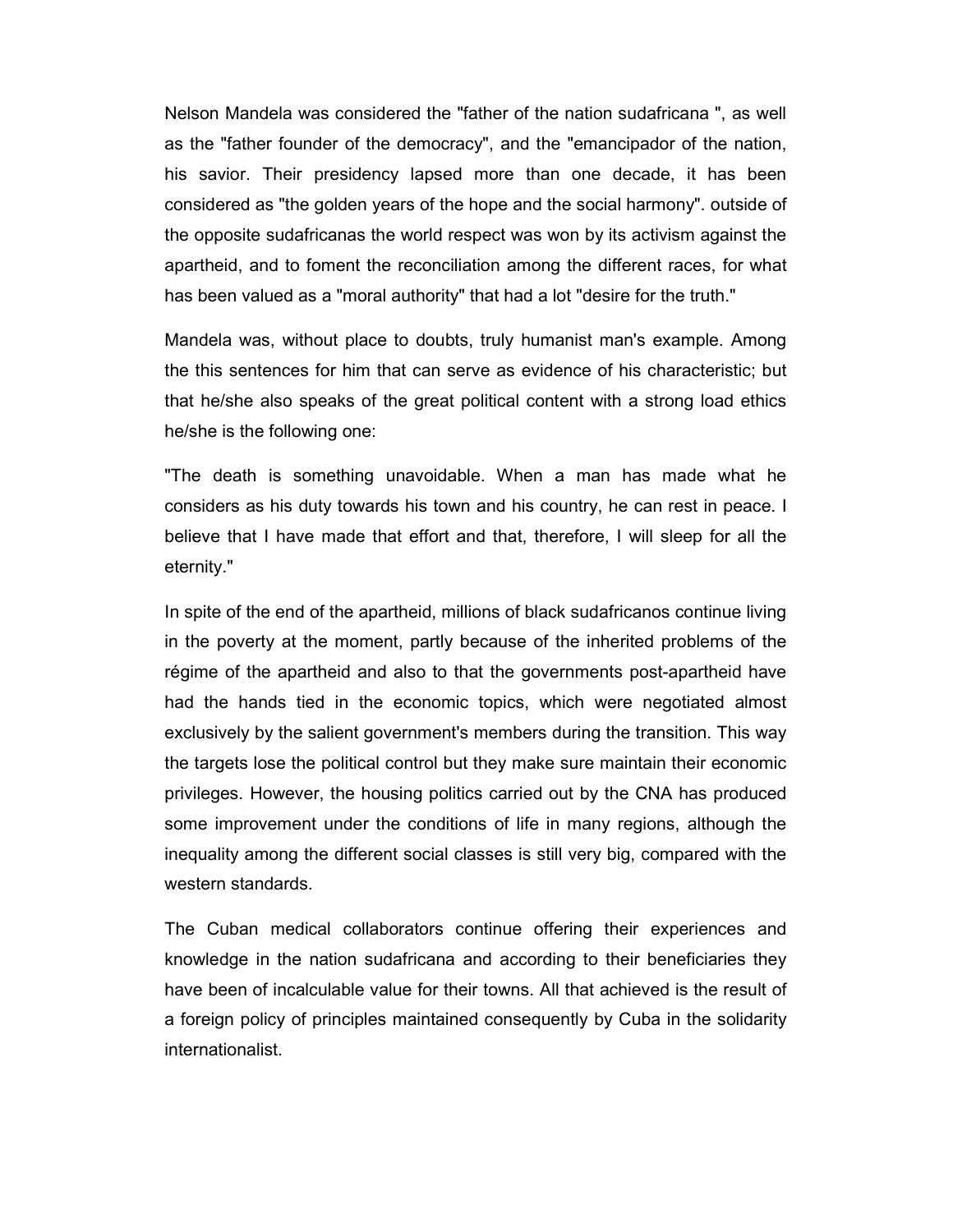Nelson Mandela was considered the "father of the nation sudafricana ", as well as the "father founder of the democracy", and the "emancipador of the nation, his savior. Their presidency lapsed more than one decade, it has been considered as "the golden years of the hope and the social harmony". outside of the opposite sudafricanas the world respect was won by its activism against the apartheid, and to foment the reconciliation among the different races, for what has been valued as a "moral authority" that had a lot "desire for the truth."

Mandela was, without place to doubts, truly humanist man's example. Among the this sentences for him that can serve as evidence of his characteristic; but that he/she also speaks of the great political content with a strong load ethics he/she is the following one:

"The death is something unavoidable. When a man has made what he considers as his duty towards his town and his country, he can rest in peace. I believe that I have made that effort and that, therefore, I will sleep for all the eternity."

In spite of the end of the apartheid, millions of black sudafricanos continue living in the poverty at the moment, partly because of the inherited problems of the régime of the apartheid and also to that the governments post-apartheid have had the hands tied in the economic topics, which were negotiated almost exclusively by the salient government's members during the transition. This way the targets lose the political control but they make sure maintain their economic privileges. However, the housing politics carried out by the CNA has produced some improvement under the conditions of life in many regions, although the inequality among the different social classes is still very big, compared with the western standards.

The Cuban medical collaborators continue offering their experiences and knowledge in the nation sudafricana and according to their beneficiaries they have been of incalculable value for their towns. All that achieved is the result of a foreign policy of principles maintained consequently by Cuba in the solidarity internationalist.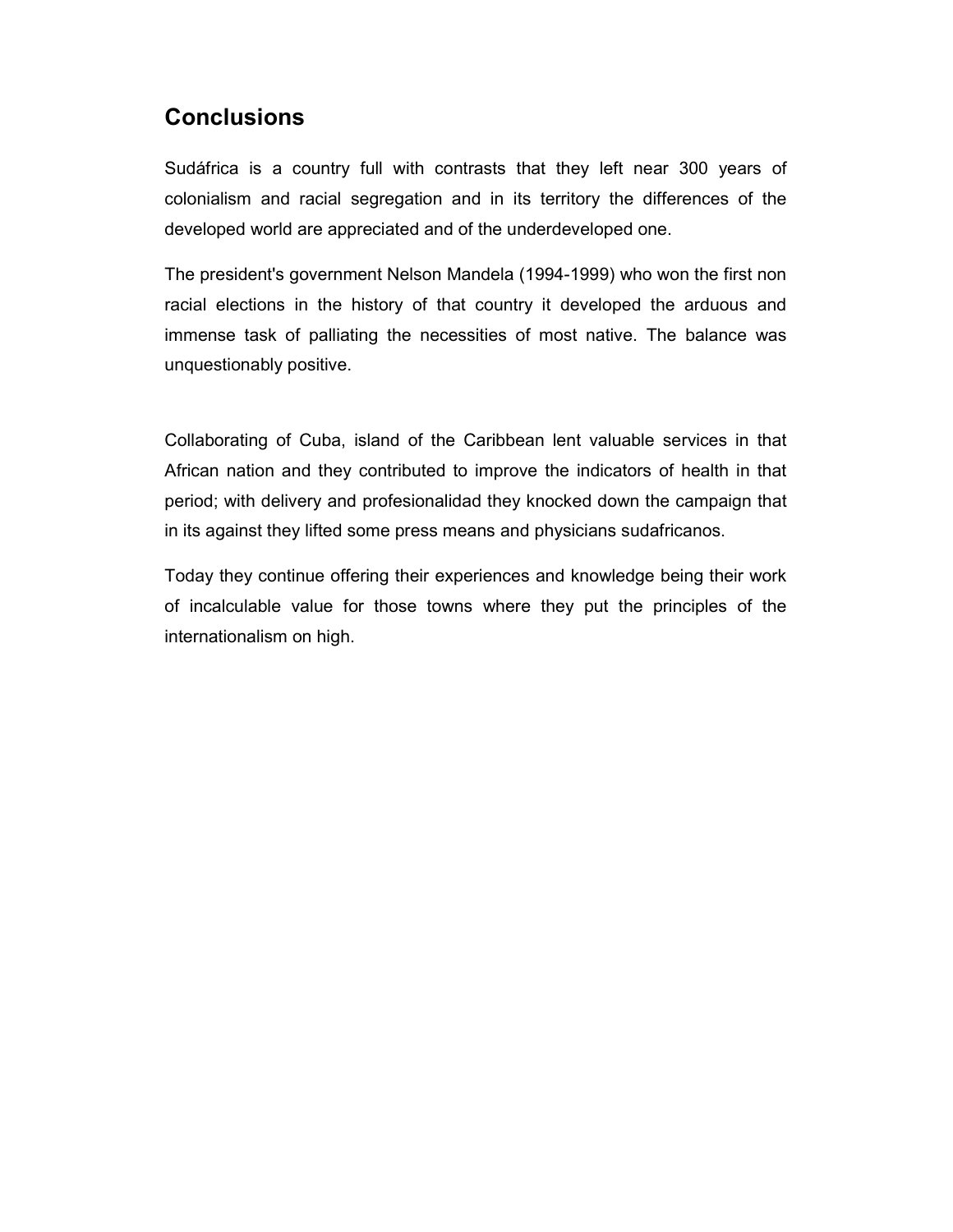## Conclusions

Sudáfrica is a country full with contrasts that they left near 300 years of colonialism and racial segregation and in its territory the differences of the developed world are appreciated and of the underdeveloped one.

The president's government Nelson Mandela (1994-1999) who won the first non racial elections in the history of that country it developed the arduous and immense task of palliating the necessities of most native. The balance was unquestionably positive.

Collaborating of Cuba, island of the Caribbean lent valuable services in that African nation and they contributed to improve the indicators of health in that period; with delivery and profesionalidad they knocked down the campaign that in its against they lifted some press means and physicians sudafricanos.

Today they continue offering their experiences and knowledge being their work of incalculable value for those towns where they put the principles of the internationalism on high.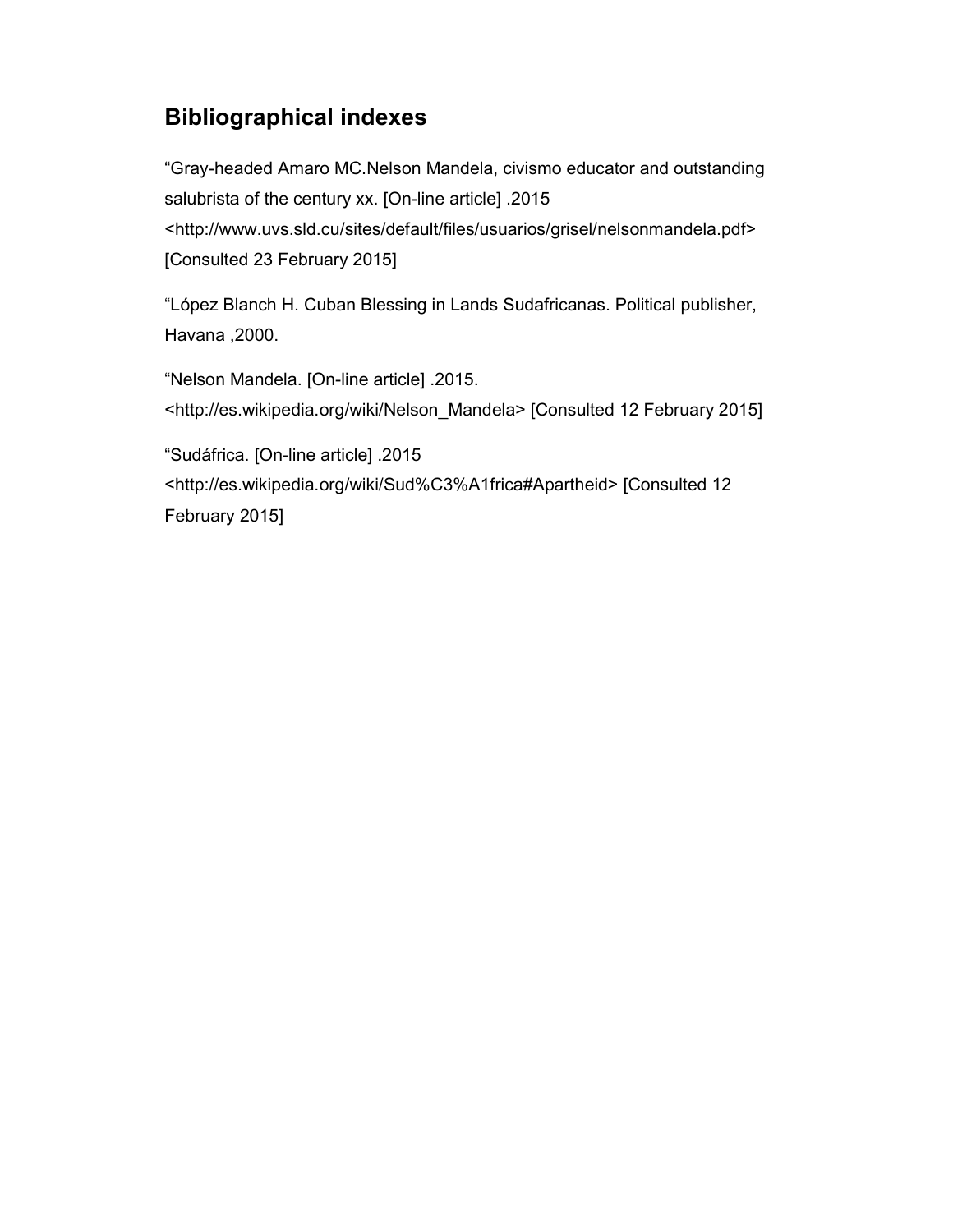## Bibliographical indexes

“Gray-headed Amaro MC.Nelson Mandela, civismo educator and outstanding salubrista of the century xx. [On-line article] .2015 <http://www.uvs.sld.cu/sites/default/files/usuarios/grisel/nelsonmandela.pdf> [Consulted 23 February 2015]

“López Blanch H. Cuban Blessing in Lands Sudafricanas. Political publisher, Havana ,2000.

“Nelson Mandela. [On-line article] .2015. <http://es.wikipedia.org/wiki/Nelson_Mandela> [Consulted 12 February 2015]

“Sudáfrica. [On-line article] .2015 <http://es.wikipedia.org/wiki/Sud%C3%A1frica#Apartheid> [Consulted 12 February 2015]